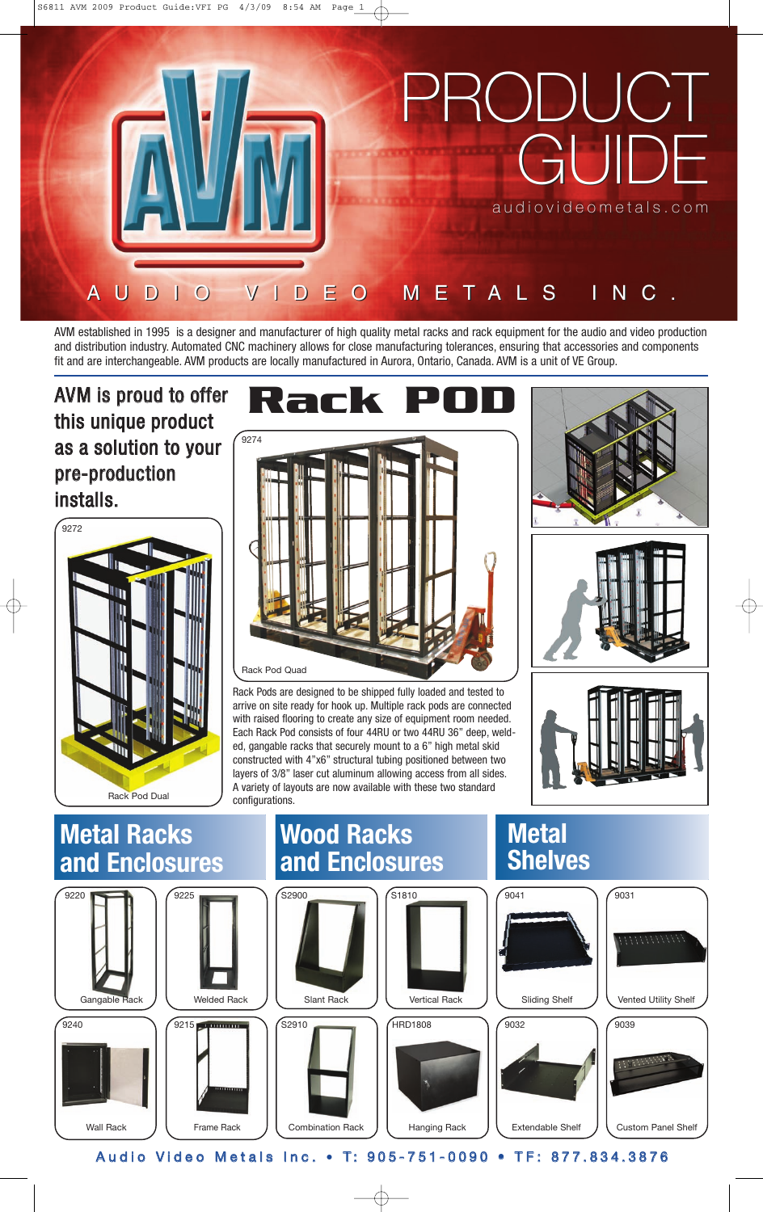# PRODUCT GUIDE

audiovideometals.com

AUDIO VIDEO METALS INC.

AVM established in 1995 is a designer and manufacturer of high quality metal racks and rack equipment for the audio and video production and distribution industry. Automated CNC machinery allows for close manufacturing tolerances, ensuring that accessories and components fit and are interchangeable. AVM products are locally manufactured in Aurora, Ontario, Canada. AVM is a unit of VE Group.

**AVM is proud to offer this unique product as a solution to your pre-production installs.**

## Rack POD

9272

Rack Pod Dual

9274

Rack Pod Quad

Rack Pods are designed to be shipped fully loaded and tested to arrive on site ready for hook up. Multiple rack pods are connected with raised flooring to create any size of equipment room needed. Each Rack Pod consists of four 44RU or two 44RU 36" deep, welded, gangable racks that securely mount to a 6" high metal skid constructed with 4"x6" structural tubing positioned between two layers of 3/8" laser cut aluminum allowing access from all sides. A variety of layouts are now available with these two standard configurations.

## Metal Racks and Enclosures

9220 – Gangable Rack

9225 – Welded Rack

9240 – Wall Rack

9215 – Frame Rack

## Wood Racks and Enclosures

S2900 – Slant Rack

S1810 – Vertical Rack

S2910 – Combination Rack

HRD1808 – Hanging Rack

## Metal Shelves

9041 – Sliding Shelf

9031 – Vented Utility Shelf

9032 – Extendable Shelf

9039 – Custom Panel Shelf

Audio Video Metals Inc. • T: 905-751-0090 • TF: 877.834.3876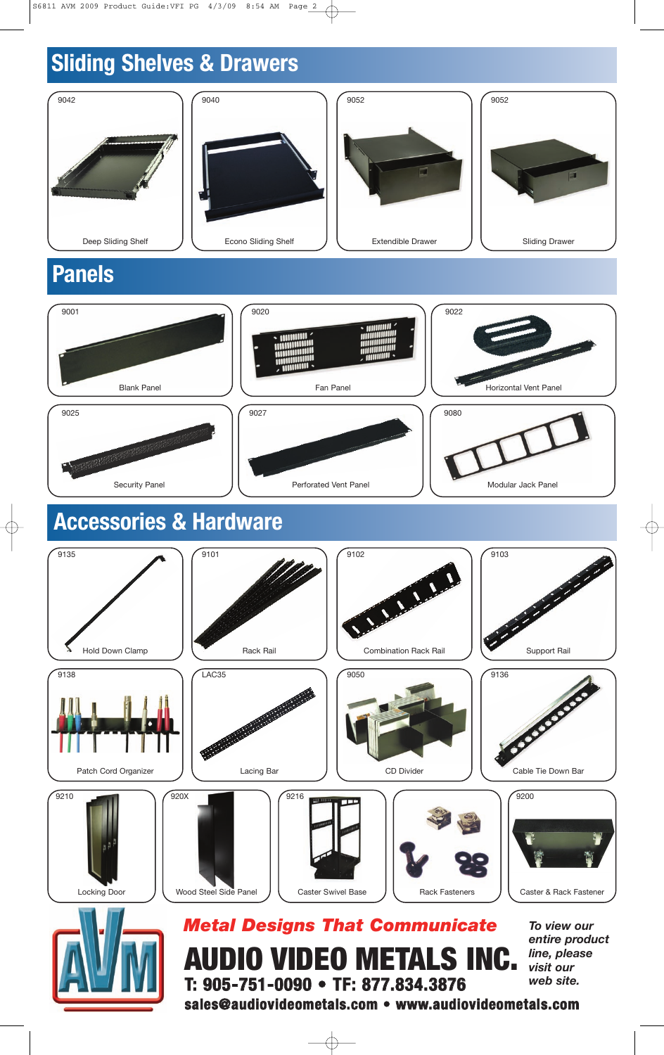## Sliding Shelves & Drawers

| Item # | Description |
| --- | --- |
| 9042 | Deep Sliding Shelf |
| 9040 | Econo Sliding Shelf |
| 9052 | Extendible Drawer |
| 9052 | Sliding Drawer |

## Panels

| Item # | Description |
| --- | --- |
| 9001 | Blank Panel |
| 9020 | Fan Panel |
| 9022 | Horizontal Vent Panel |
| 9025 | Security Panel |
| 9027 | Perforated Vent Panel |
| 9080 | Modular Jack Panel |

## Accessories & Hardware

| Item # | Description |
| --- | --- |
| 9135 | Hold Down Clamp |
| 9101 | Rack Rail |
| 9102 | Combination Rack Rail |
| 9103 | Support Rail |
| 9138 | Patch Cord Organizer |
| LAC35 | Lacing Bar |
| 9050 | CD Divider |
| 9136 | Cable Tie Down Bar |
| 9210 | Locking Door |
| 920X | Wood Steel Side Panel |
| 9216 | Caster Swivel Base |
| | Rack Fasteners |
| 9200 | Caster & Rack Fastener |

***Metal Designs That Communicate***

# AUDIO VIDEO METALS INC.

**T: 905-751-0090 • TF: 877.834.3876**

**sales@audiovideometals.com • www.audiovideometals.com**

***To view our entire product line, please visit our web site.***